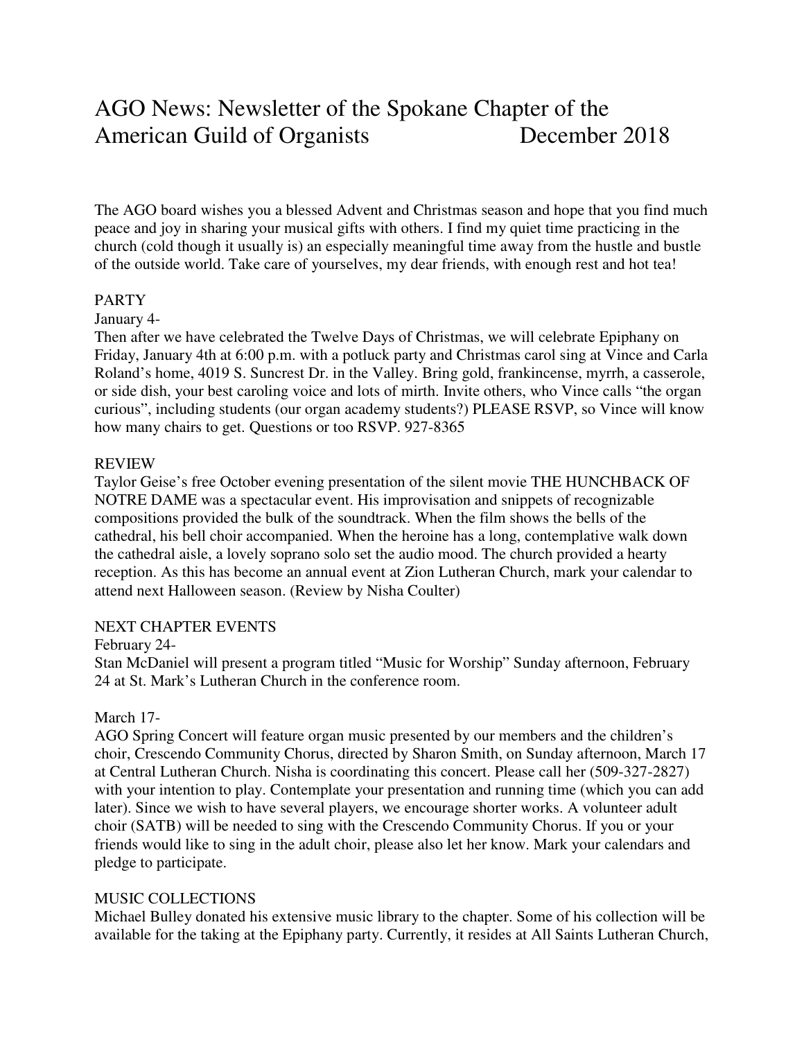# AGO News: Newsletter of the Spokane Chapter of the American Guild of Organists December 2018

The AGO board wishes you a blessed Advent and Christmas season and hope that you find much peace and joy in sharing your musical gifts with others. I find my quiet time practicing in the church (cold though it usually is) an especially meaningful time away from the hustle and bustle of the outside world. Take care of yourselves, my dear friends, with enough rest and hot tea!

## PARTY

January 4-

Then after we have celebrated the Twelve Days of Christmas, we will celebrate Epiphany on Friday, January 4th at 6:00 p.m. with a potluck party and Christmas carol sing at Vince and Carla Roland's home, 4019 S. Suncrest Dr. in the Valley. Bring gold, frankincense, myrrh, a casserole, or side dish, your best caroling voice and lots of mirth. Invite others, who Vince calls "the organ curious", including students (our organ academy students?) PLEASE RSVP, so Vince will know how many chairs to get. Questions or too RSVP. 927-8365

## REVIEW

Taylor Geise's free October evening presentation of the silent movie THE HUNCHBACK OF NOTRE DAME was a spectacular event. His improvisation and snippets of recognizable compositions provided the bulk of the soundtrack. When the film shows the bells of the cathedral, his bell choir accompanied. When the heroine has a long, contemplative walk down the cathedral aisle, a lovely soprano solo set the audio mood. The church provided a hearty reception. As this has become an annual event at Zion Lutheran Church, mark your calendar to attend next Halloween season. (Review by Nisha Coulter)

## NEXT CHAPTER EVENTS

February 24-

Stan McDaniel will present a program titled "Music for Worship" Sunday afternoon, February 24 at St. Mark's Lutheran Church in the conference room.

March 17-

AGO Spring Concert will feature organ music presented by our members and the children's choir, Crescendo Community Chorus, directed by Sharon Smith, on Sunday afternoon, March 17 at Central Lutheran Church. Nisha is coordinating this concert. Please call her (509-327-2827) with your intention to play. Contemplate your presentation and running time (which you can add later). Since we wish to have several players, we encourage shorter works. A volunteer adult choir (SATB) will be needed to sing with the Crescendo Community Chorus. If you or your friends would like to sing in the adult choir, please also let her know. Mark your calendars and pledge to participate.

## MUSIC COLLECTIONS

Michael Bulley donated his extensive music library to the chapter. Some of his collection will be available for the taking at the Epiphany party. Currently, it resides at All Saints Lutheran Church,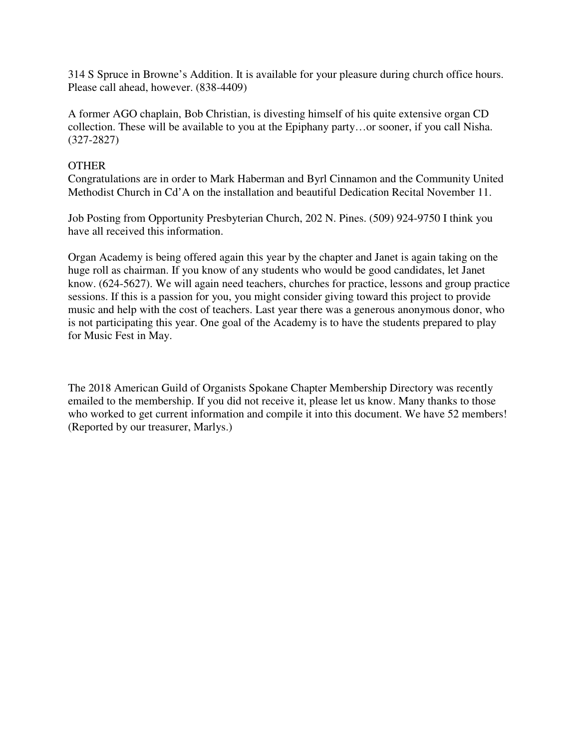314 S Spruce in Browne's Addition. It is available for your pleasure during church office hours. Please call ahead, however. (838-4409)

A former AGO chaplain, Bob Christian, is divesting himself of his quite extensive organ CD collection. These will be available to you at the Epiphany party…or sooner, if you call Nisha. (327-2827)

OTHER

Congratulations are in order to Mark Haberman and Byrl Cinnamon and the Community United Methodist Church in Cd'A on the installation and beautiful Dedication Recital November 11.

Job Posting from Opportunity Presbyterian Church, 202 N. Pines. (509) 924-9750 I think you have all received this information.

Organ Academy is being offered again this year by the chapter and Janet is again taking on the huge roll as chairman. If you know of any students who would be good candidates, let Janet know. (624-5627). We will again need teachers, churches for practice, lessons and group practice sessions. If this is a passion for you, you might consider giving toward this project to provide music and help with the cost of teachers. Last year there was a generous anonymous donor, who is not participating this year. One goal of the Academy is to have the students prepared to play for Music Fest in May.

The 2018 American Guild of Organists Spokane Chapter Membership Directory was recently emailed to the membership. If you did not receive it, please let us know. Many thanks to those who worked to get current information and compile it into this document. We have 52 members! (Reported by our treasurer, Marlys.)